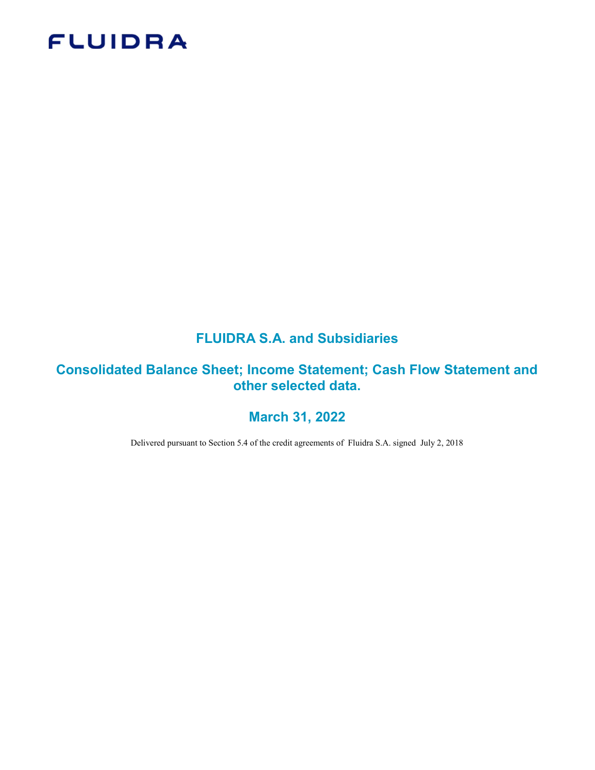FLUIDRA

# FLUIDRA S.A. and Subsidiaries

## Consolidated Balance Sheet; Income Statement; Cash Flow Statement and other selected data.

## March 31, 2022

Delivered pursuant to Section 5.4 of the credit agreements of Fluidra S.A. signed July 2, 2018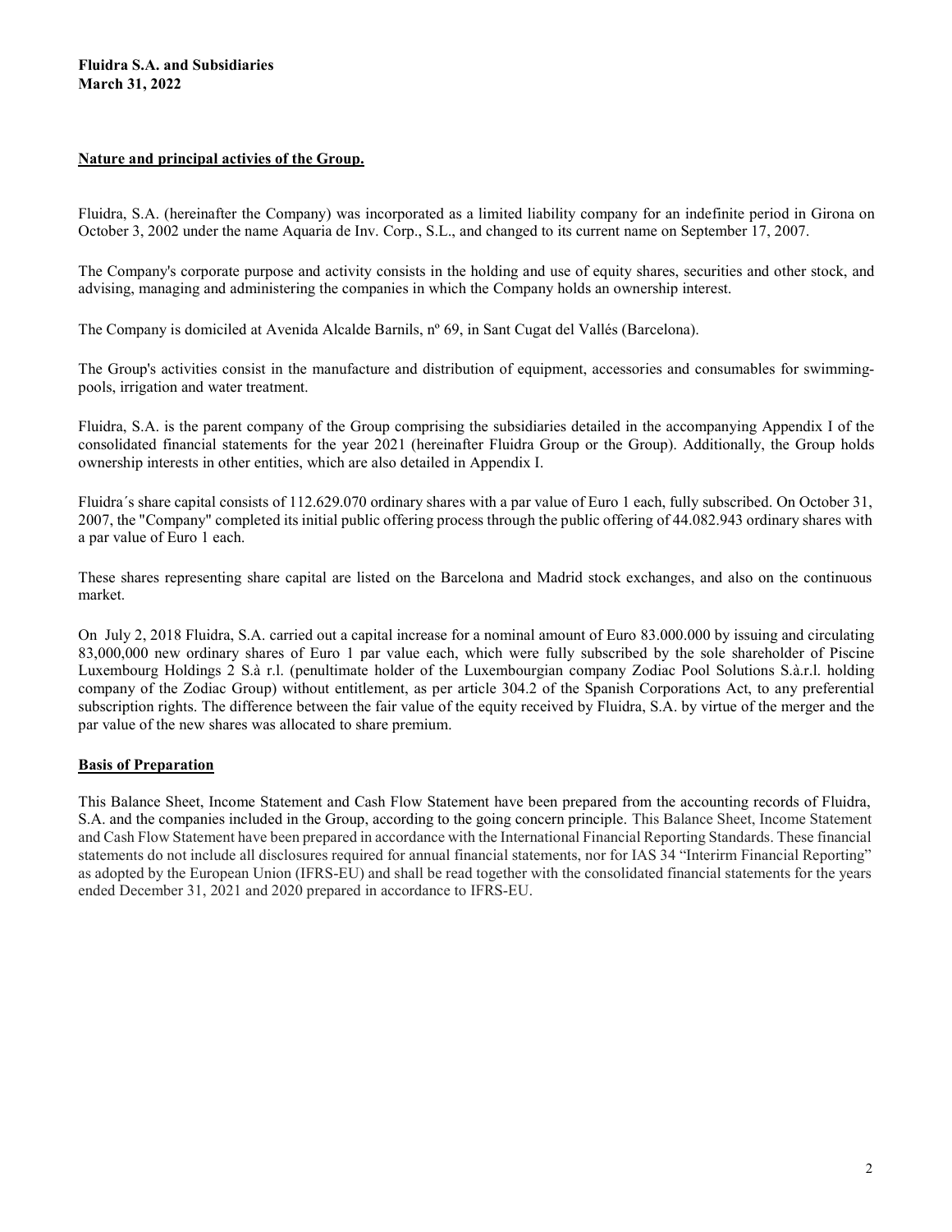**Fluidra S.A. and Subsidiaries**
**March 31, 2022**

## Nature and principal activies of the Group.

Fluidra, S.A. (hereinafter the Company) was incorporated as a limited liability company for an indefinite period in Girona on October 3, 2002 under the name Aquaria de Inv. Corp., S.L., and changed to its current name on September 17, 2007.

The Company's corporate purpose and activity consists in the holding and use of equity shares, securities and other stock, and advising, managing and administering the companies in which the Company holds an ownership interest.

The Company is domiciled at Avenida Alcalde Barnils, nº 69, in Sant Cugat del Vallés (Barcelona).

The Group's activities consist in the manufacture and distribution of equipment, accessories and consumables for swimming-pools, irrigation and water treatment.

Fluidra, S.A. is the parent company of the Group comprising the subsidiaries detailed in the accompanying Appendix I of the consolidated financial statements for the year 2021 (hereinafter Fluidra Group or the Group). Additionally, the Group holds ownership interests in other entities, which are also detailed in Appendix I.

Fluidra´s share capital consists of 112.629.070 ordinary shares with a par value of Euro 1 each, fully subscribed. On October 31, 2007, the "Company" completed its initial public offering process through the public offering of 44.082.943 ordinary shares with a par value of Euro 1 each.

These shares representing share capital are listed on the Barcelona and Madrid stock exchanges, and also on the continuous market.

On July 2, 2018 Fluidra, S.A. carried out a capital increase for a nominal amount of Euro 83.000.000 by issuing and circulating 83,000,000 new ordinary shares of Euro 1 par value each, which were fully subscribed by the sole shareholder of Piscine Luxembourg Holdings 2 S.à r.l. (penultimate holder of the Luxembourgian company Zodiac Pool Solutions S.à.r.l. holding company of the Zodiac Group) without entitlement, as per article 304.2 of the Spanish Corporations Act, to any preferential subscription rights. The difference between the fair value of the equity received by Fluidra, S.A. by virtue of the merger and the par value of the new shares was allocated to share premium.

## Basis of Preparation

This Balance Sheet, Income Statement and Cash Flow Statement have been prepared from the accounting records of Fluidra, S.A. and the companies included in the Group, according to the going concern principle. This Balance Sheet, Income Statement and Cash Flow Statement have been prepared in accordance with the International Financial Reporting Standards. These financial statements do not include all disclosures required for annual financial statements, nor for IAS 34 "Interirm Financial Reporting" as adopted by the European Union (IFRS-EU) and shall be read together with the consolidated financial statements for the years ended December 31, 2021 and 2020 prepared in accordance to IFRS-EU.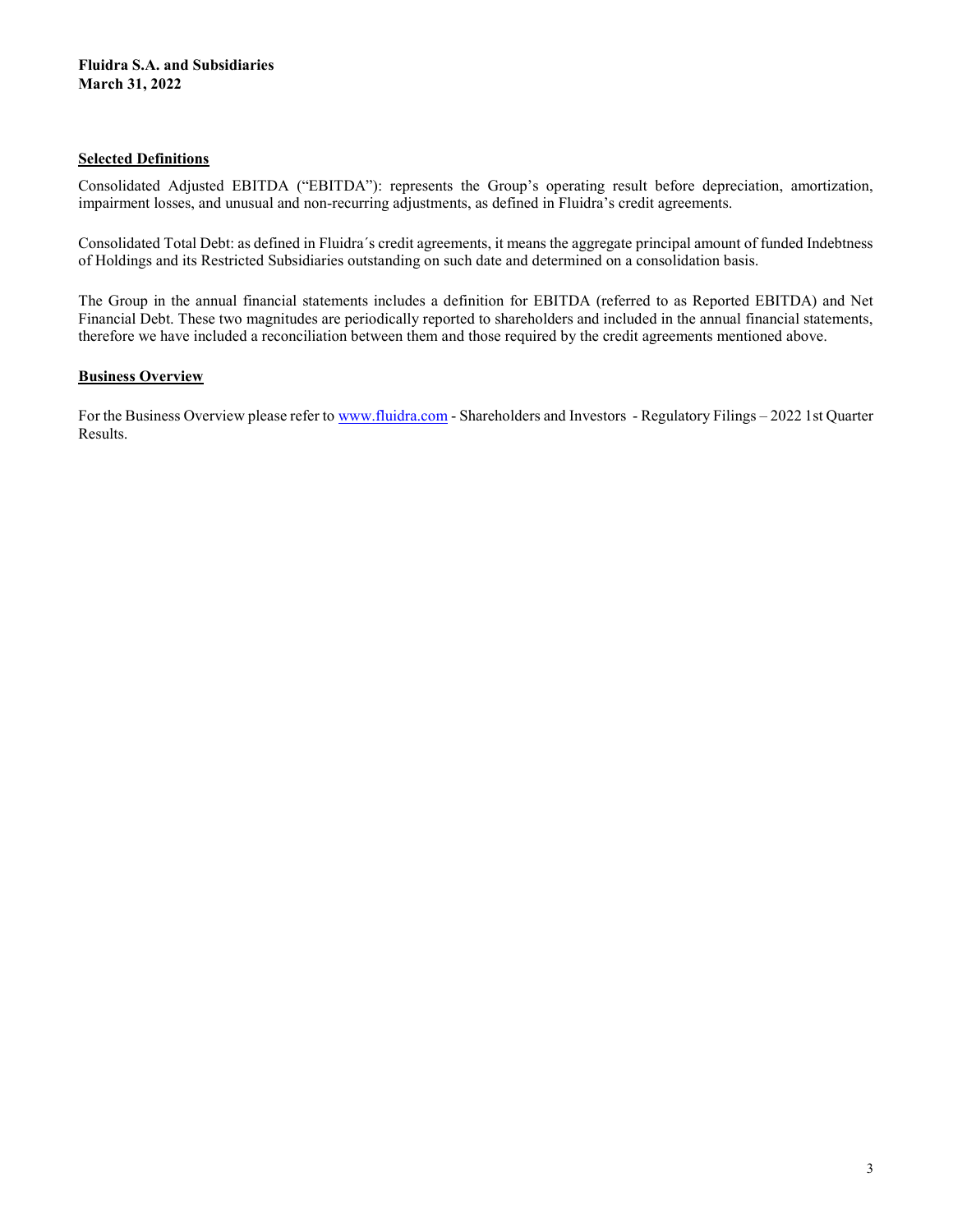**Fluidra S.A. and Subsidiaries**
**March 31, 2022**

## Selected Definitions

Consolidated Adjusted EBITDA ("EBITDA"): represents the Group's operating result before depreciation, amortization, impairment losses, and unusual and non-recurring adjustments, as defined in Fluidra's credit agreements.

Consolidated Total Debt: as defined in Fluidra´s credit agreements, it means the aggregate principal amount of funded Indebtness of Holdings and its Restricted Subsidiaries outstanding on such date and determined on a consolidation basis.

The Group in the annual financial statements includes a definition for EBITDA (referred to as Reported EBITDA) and Net Financial Debt. These two magnitudes are periodically reported to shareholders and included in the annual financial statements, therefore we have included a reconciliation between them and those required by the credit agreements mentioned above.

## Business Overview

For the Business Overview please refer to [www.fluidra.com](http://www.fluidra.com) - Shareholders and Investors - Regulatory Filings – 2022 1st Quarter Results.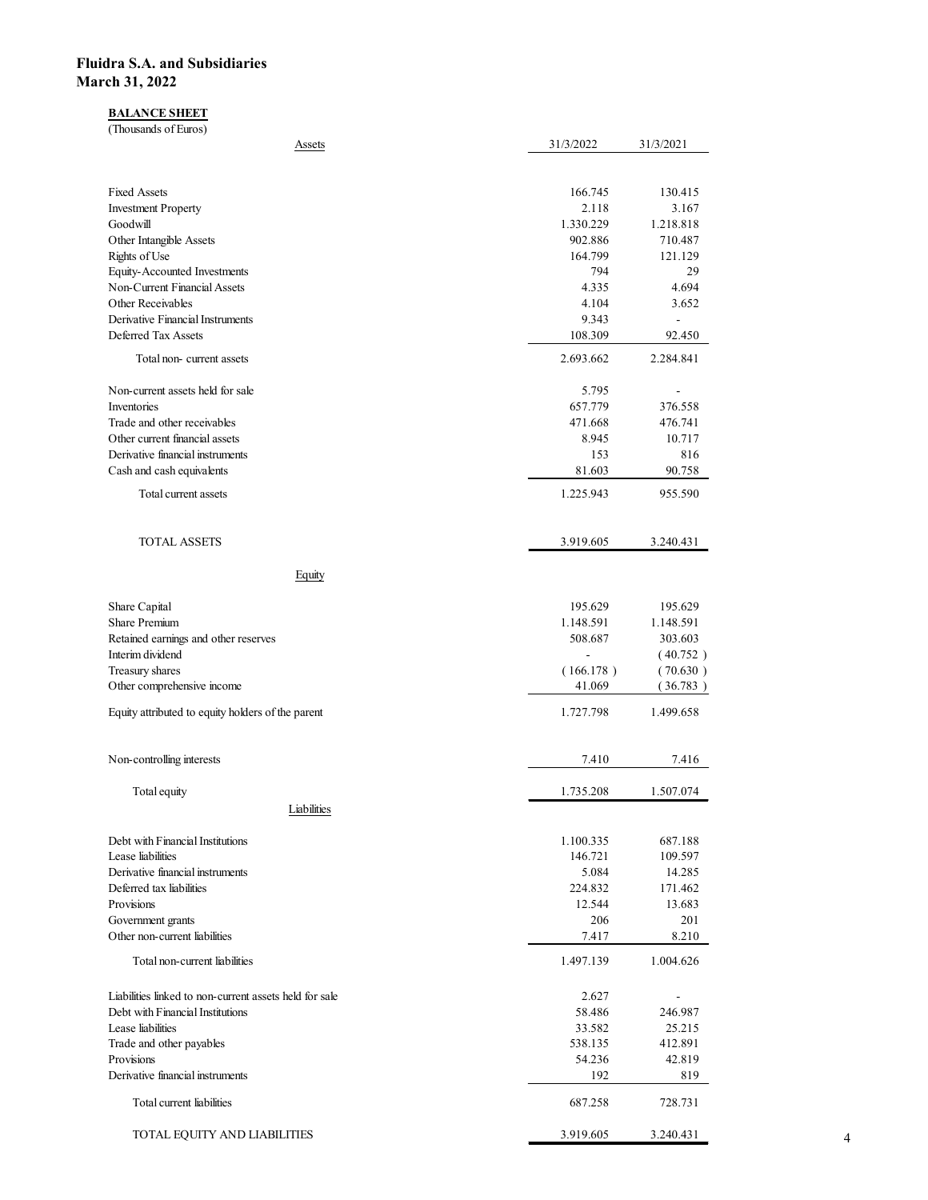**Fluidra S.A. and Subsidiaries**
**March 31, 2022**

**BALANCE SHEET**
(Thousands of Euros)

| Assets | 31/3/2022 | 31/3/2021 |
|---|---|---|
| Fixed Assets | 166.745 | 130.415 |
| Investment Property | 2.118 | 3.167 |
| Goodwill | 1.330.229 | 1.218.818 |
| Other Intangible Assets | 902.886 | 710.487 |
| Rights of Use | 164.799 | 121.129 |
| Equity-Accounted Investments | 794 | 29 |
| Non-Current Financial Assets | 4.335 | 4.694 |
| Other Receivables | 4.104 | 3.652 |
| Derivative Financial Instruments | 9.343 | - |
| Deferred Tax Assets | 108.309 | 92.450 |
| Total non- current assets | 2.693.662 | 2.284.841 |
| Non-current assets held for sale | 5.795 | - |
| Inventories | 657.779 | 376.558 |
| Trade and other receivables | 471.668 | 476.741 |
| Other current financial assets | 8.945 | 10.717 |
| Derivative financial instruments | 153 | 816 |
| Cash and cash equivalents | 81.603 | 90.758 |
| Total current assets | 1.225.943 | 955.590 |
| TOTAL ASSETS | 3.919.605 | 3.240.431 |
| **Equity** | | |
| Share Capital | 195.629 | 195.629 |
| Share Premium | 1.148.591 | 1.148.591 |
| Retained earnings and other reserves | 508.687 | 303.603 |
| Interim dividend | - | (40.752) |
| Treasury shares | (166.178) | (70.630) |
| Other comprehensive income | 41.069 | (36.783) |
| Equity attributed to equity holders of the parent | 1.727.798 | 1.499.658 |
| Non-controlling interests | 7.410 | 7.416 |
| Total equity | 1.735.208 | 1.507.074 |
| **Liabilities** | | |
| Debt with Financial Institutions | 1.100.335 | 687.188 |
| Lease liabilities | 146.721 | 109.597 |
| Derivative financial instruments | 5.084 | 14.285 |
| Deferred tax liabilities | 224.832 | 171.462 |
| Provisions | 12.544 | 13.683 |
| Government grants | 206 | 201 |
| Other non-current liabilities | 7.417 | 8.210 |
| Total non-current liabilities | 1.497.139 | 1.004.626 |
| Liabilities linked to non-current assets held for sale | 2.627 | - |
| Debt with Financial Institutions | 58.486 | 246.987 |
| Lease liabilities | 33.582 | 25.215 |
| Trade and other payables | 538.135 | 412.891 |
| Provisions | 54.236 | 42.819 |
| Derivative financial instruments | 192 | 819 |
| Total current liabilities | 687.258 | 728.731 |
| TOTAL EQUITY AND LIABILITIES | 3.919.605 | 3.240.431 |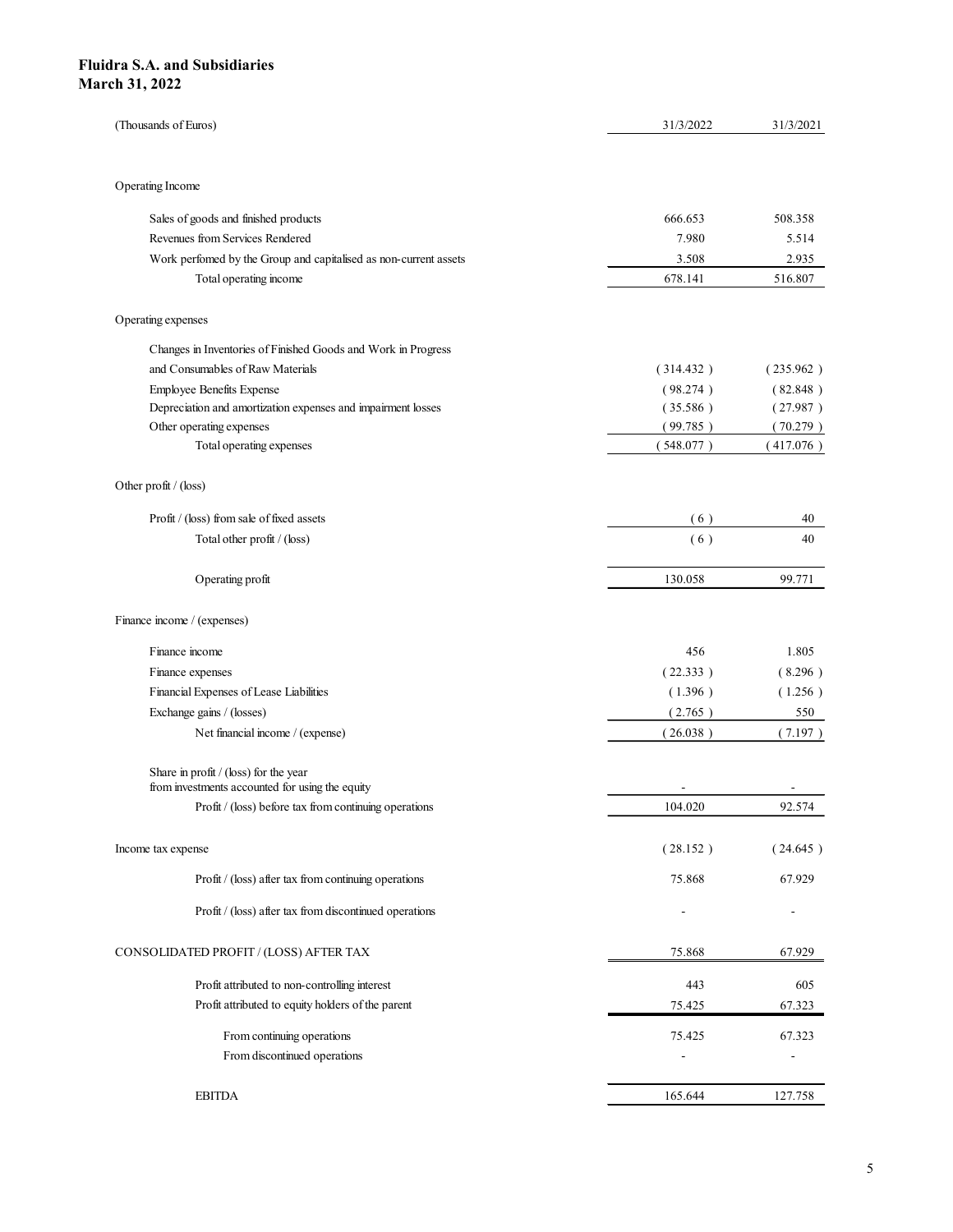**Fluidra S.A. and Subsidiaries**
**March 31, 2022**

| (Thousands of Euros) | 31/3/2022 | 31/3/2021 |
|---|---|---|
| **Operating Income** | | |
| Sales of goods and finished products | 666.653 | 508.358 |
| Revenues from Services Rendered | 7.980 | 5.514 |
| Work perfomed by the Group and capitalised as non-current assets | 3.508 | 2.935 |
| Total operating income | 678.141 | 516.807 |
| **Operating expenses** | | |
| Changes in Inventories of Finished Goods and Work in Progress and Consumables of Raw Materials | ( 314.432 ) | ( 235.962 ) |
| Employee Benefits Expense | ( 98.274 ) | ( 82.848 ) |
| Depreciation and amortization expenses and impairment losses | ( 35.586 ) | ( 27.987 ) |
| Other operating expenses | ( 99.785 ) | ( 70.279 ) |
| Total operating expenses | ( 548.077 ) | ( 417.076 ) |
| **Other profit / (loss)** | | |
| Profit / (loss) from sale of fixed assets | ( 6 ) | 40 |
| Total other profit / (loss) | ( 6 ) | 40 |
| Operating profit | 130.058 | 99.771 |
| **Finance income / (expenses)** | | |
| Finance income | 456 | 1.805 |
| Finance expenses | ( 22.333 ) | ( 8.296 ) |
| Financial Expenses of Lease Liabilities | ( 1.396 ) | ( 1.256 ) |
| Exchange gains / (losses) | ( 2.765 ) | 550 |
| Net financial income / (expense) | ( 26.038 ) | ( 7.197 ) |
| Share in profit / (loss) for the year from investments accounted for using the equity | - | - |
| Profit / (loss) before tax from continuing operations | 104.020 | 92.574 |
| Income tax expense | ( 28.152 ) | ( 24.645 ) |
| Profit / (loss) after tax from continuing operations | 75.868 | 67.929 |
| Profit / (loss) after tax from discontinued operations | - | - |
| CONSOLIDATED PROFIT / (LOSS) AFTER TAX | 75.868 | 67.929 |
| Profit attributed to non-controlling interest | 443 | 605 |
| Profit attributed to equity holders of the parent | 75.425 | 67.323 |
| From continuing operations | 75.425 | 67.323 |
| From discontinued operations | - | - |
| EBITDA | 165.644 | 127.758 |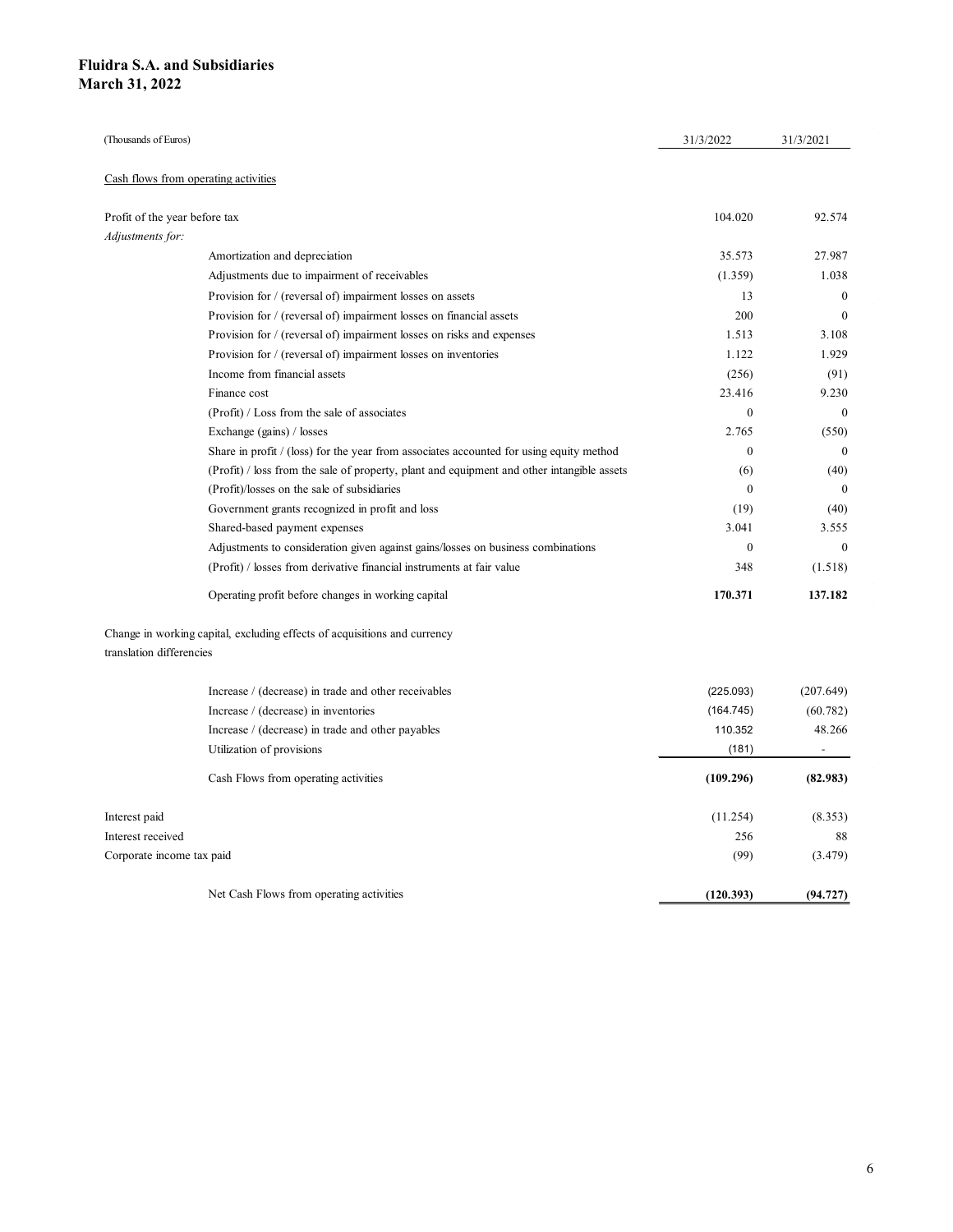**Fluidra S.A. and Subsidiaries**
**March 31, 2022**

| (Thousands of Euros) | 31/3/2022 | 31/3/2021 |
|---|---|---|
| Cash flows from operating activities | | |
| Profit of the year before tax | 104.020 | 92.574 |
| *Adjustments for:* | | |
| Amortization and depreciation | 35.573 | 27.987 |
| Adjustments due to impairment of receivables | (1.359) | 1.038 |
| Provision for / (reversal of) impairment losses on assets | 13 | 0 |
| Provision for / (reversal of) impairment losses on financial assets | 200 | 0 |
| Provision for / (reversal of) impairment losses on risks and expenses | 1.513 | 3.108 |
| Provision for / (reversal of) impairment losses on inventories | 1.122 | 1.929 |
| Income from financial assets | (256) | (91) |
| Finance cost | 23.416 | 9.230 |
| (Profit) / Loss from the sale of associates | 0 | 0 |
| Exchange (gains) / losses | 2.765 | (550) |
| Share in profit / (loss) for the year from associates accounted for using equity method | 0 | 0 |
| (Profit) / loss from the sale of property, plant and equipment and other intangible assets | (6) | (40) |
| (Profit)/losses on the sale of subsidiaries | 0 | 0 |
| Government grants recognized in profit and loss | (19) | (40) |
| Shared-based payment expenses | 3.041 | 3.555 |
| Adjustments to consideration given against gains/losses on business combinations | 0 | 0 |
| (Profit) / losses from derivative financial instruments at fair value | 348 | (1.518) |
| Operating profit before changes in working capital | **170.371** | **137.182** |
| Change in working capital, excluding effects of acquisitions and currency translation differencies | | |
| Increase / (decrease) in trade and other receivables | (225.093) | (207.649) |
| Increase / (decrease) in inventories | (164.745) | (60.782) |
| Increase / (decrease) in trade and other payables | 110.352 | 48.266 |
| Utilization of provisions | (181) | - |
| Cash Flows from operating activities | **(109.296)** | **(82.983)** |
| Interest paid | (11.254) | (8.353) |
| Interest received | 256 | 88 |
| Corporate income tax paid | (99) | (3.479) |
| Net Cash Flows from operating activities | **(120.393)** | **(94.727)** |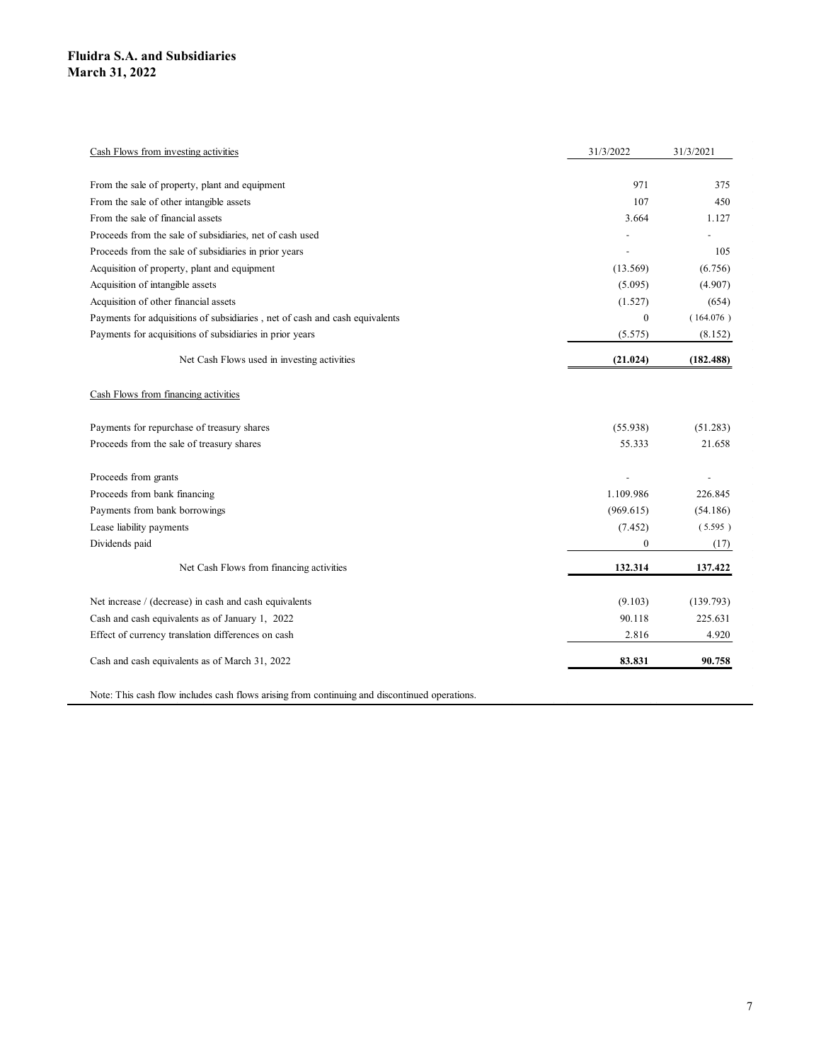**Fluidra S.A. and Subsidiaries**
**March 31, 2022**

| Cash Flows from investing activities | 31/3/2022 | 31/3/2021 |
|---|---|---|
| From the sale of property, plant and equipment | 971 | 375 |
| From the sale of other intangible assets | 107 | 450 |
| From the sale of financial assets | 3.664 | 1.127 |
| Proceeds from the sale of subsidiaries, net of cash used | - | - |
| Proceeds from the sale of subsidiaries in prior years | - | 105 |
| Acquisition of property, plant and equipment | (13.569) | (6.756) |
| Acquisition of intangible assets | (5.095) | (4.907) |
| Acquisition of other financial assets | (1.527) | (654) |
| Payments for adquisitions of subsidiaries , net of cash and cash equivalents | 0 | (164.076) |
| Payments for acquisitions of subsidiaries in prior years | (5.575) | (8.152) |
| Net Cash Flows used in investing activities | **(21.024)** | **(182.488)** |
| Cash Flows from financing activities | | |
| Payments for repurchase of treasury shares | (55.938) | (51.283) |
| Proceeds from the sale of treasury shares | 55.333 | 21.658 |
| Proceeds from grants | - | - |
| Proceeds from bank financing | 1.109.986 | 226.845 |
| Payments from bank borrowings | (969.615) | (54.186) |
| Lease liability payments | (7.452) | (5.595) |
| Dividends paid | 0 | (17) |
| Net Cash Flows from financing activities | **132.314** | **137.422** |
| Net increase / (decrease) in cash and cash equivalents | (9.103) | (139.793) |
| Cash and cash equivalents as of January 1, 2022 | 90.118 | 225.631 |
| Effect of currency translation differences on cash | 2.816 | 4.920 |
| Cash and cash equivalents as of March 31, 2022 | **83.831** | **90.758** |

Note: This cash flow includes cash flows arising from continuing and discontinued operations.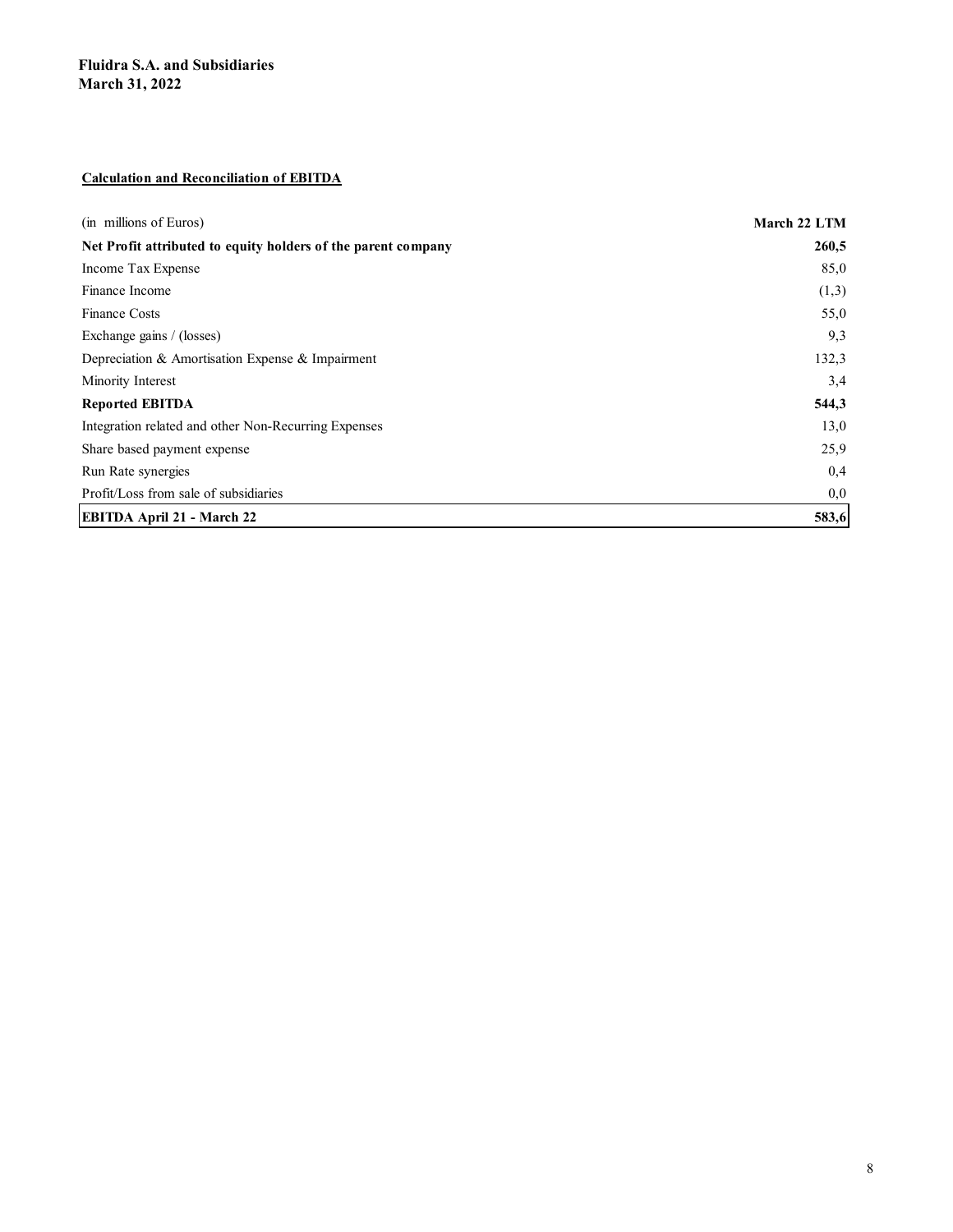**Fluidra S.A. and Subsidiaries**
**March 31, 2022**

**Calculation and Reconciliation of EBITDA**

| (in millions of Euros) | **March 22 LTM** |
|---|---|
| **Net Profit attributed to equity holders of the parent company** | **260,5** |
| Income Tax Expense | 85,0 |
| Finance Income | (1,3) |
| Finance Costs | 55,0 |
| Exchange gains / (losses) | 9,3 |
| Depreciation & Amortisation Expense & Impairment | 132,3 |
| Minority Interest | 3,4 |
| **Reported EBITDA** | **544,3** |
| Integration related and other Non-Recurring Expenses | 13,0 |
| Share based payment expense | 25,9 |
| Run Rate synergies | 0,4 |
| Profit/Loss from sale of subsidiaries | 0,0 |
| **EBITDA April 21 - March 22** | **583,6** |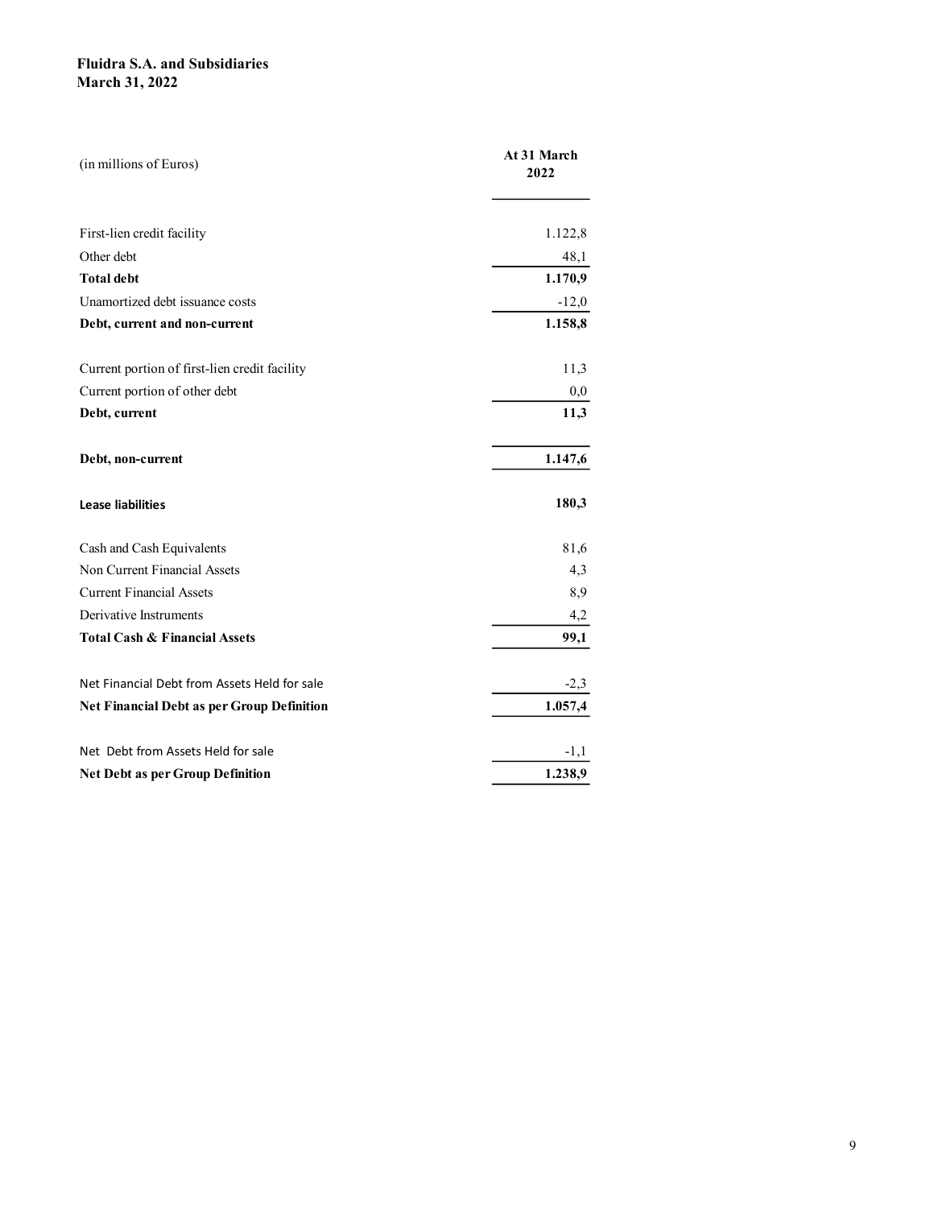**Fluidra S.A. and Subsidiaries**
**March 31, 2022**

| (in millions of Euros) | At 31 March 2022 |
|---|---|
| First-lien credit facility | 1.122,8 |
| Other debt | 48,1 |
| **Total debt** | **1.170,9** |
| Unamortized debt issuance costs | -12,0 |
| **Debt, current and non-current** | **1.158,8** |
| | |
| Current portion of first-lien credit facility | 11,3 |
| Current portion of other debt | 0,0 |
| **Debt, current** | **11,3** |
| | |
| **Debt, non-current** | **1.147,6** |
| | |
| **Lease liabilities** | **180,3** |
| | |
| Cash and Cash Equivalents | 81,6 |
| Non Current Financial Assets | 4,3 |
| Current Financial Assets | 8,9 |
| Derivative Instruments | 4,2 |
| **Total Cash & Financial Assets** | **99,1** |
| | |
| Net Financial Debt from Assets Held for sale | -2,3 |
| **Net Financial Debt as per Group Definition** | **1.057,4** |
| | |
| Net Debt from Assets Held for sale | -1,1 |
| **Net Debt as per Group Definition** | **1.238,9** |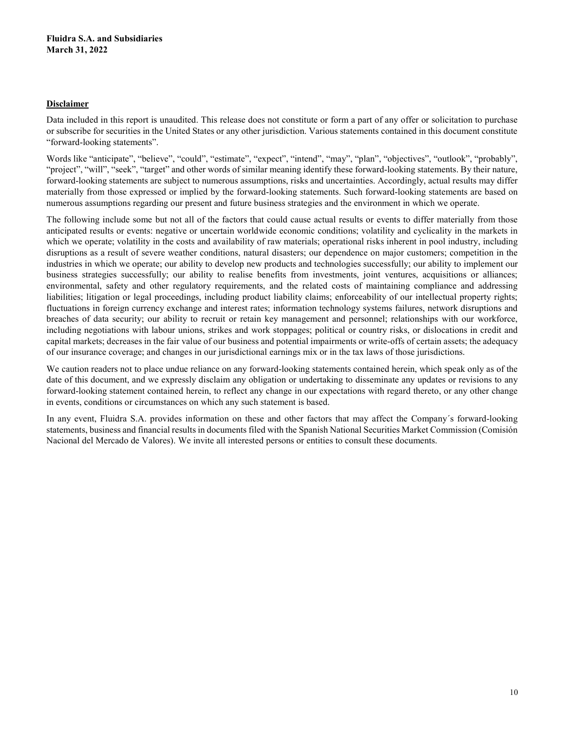## Disclaimer

Data included in this report is unaudited. This release does not constitute or form a part of any offer or solicitation to purchase or subscribe for securities in the United States or any other jurisdiction. Various statements contained in this document constitute "forward-looking statements".

Words like "anticipate", "believe", "could", "estimate", "expect", "intend", "may", "plan", "objectives", "outlook", "probably", "project", "will", "seek", "target" and other words of similar meaning identify these forward-looking statements. By their nature, forward-looking statements are subject to numerous assumptions, risks and uncertainties. Accordingly, actual results may differ materially from those expressed or implied by the forward-looking statements. Such forward-looking statements are based on numerous assumptions regarding our present and future business strategies and the environment in which we operate.

The following include some but not all of the factors that could cause actual results or events to differ materially from those anticipated results or events: negative or uncertain worldwide economic conditions; volatility and cyclicality in the markets in which we operate; volatility in the costs and availability of raw materials; operational risks inherent in pool industry, including disruptions as a result of severe weather conditions, natural disasters; our dependence on major customers; competition in the industries in which we operate; our ability to develop new products and technologies successfully; our ability to implement our business strategies successfully; our ability to realise benefits from investments, joint ventures, acquisitions or alliances; environmental, safety and other regulatory requirements, and the related costs of maintaining compliance and addressing liabilities; litigation or legal proceedings, including product liability claims; enforceability of our intellectual property rights; fluctuations in foreign currency exchange and interest rates; information technology systems failures, network disruptions and breaches of data security; our ability to recruit or retain key management and personnel; relationships with our workforce, including negotiations with labour unions, strikes and work stoppages; political or country risks, or dislocations in credit and capital markets; decreases in the fair value of our business and potential impairments or write-offs of certain assets; the adequacy of our insurance coverage; and changes in our jurisdictional earnings mix or in the tax laws of those jurisdictions.

We caution readers not to place undue reliance on any forward-looking statements contained herein, which speak only as of the date of this document, and we expressly disclaim any obligation or undertaking to disseminate any updates or revisions to any forward-looking statement contained herein, to reflect any change in our expectations with regard thereto, or any other change in events, conditions or circumstances on which any such statement is based.

In any event, Fluidra S.A. provides information on these and other factors that may affect the Company´s forward-looking statements, business and financial results in documents filed with the Spanish National Securities Market Commission (Comisión Nacional del Mercado de Valores). We invite all interested persons or entities to consult these documents.